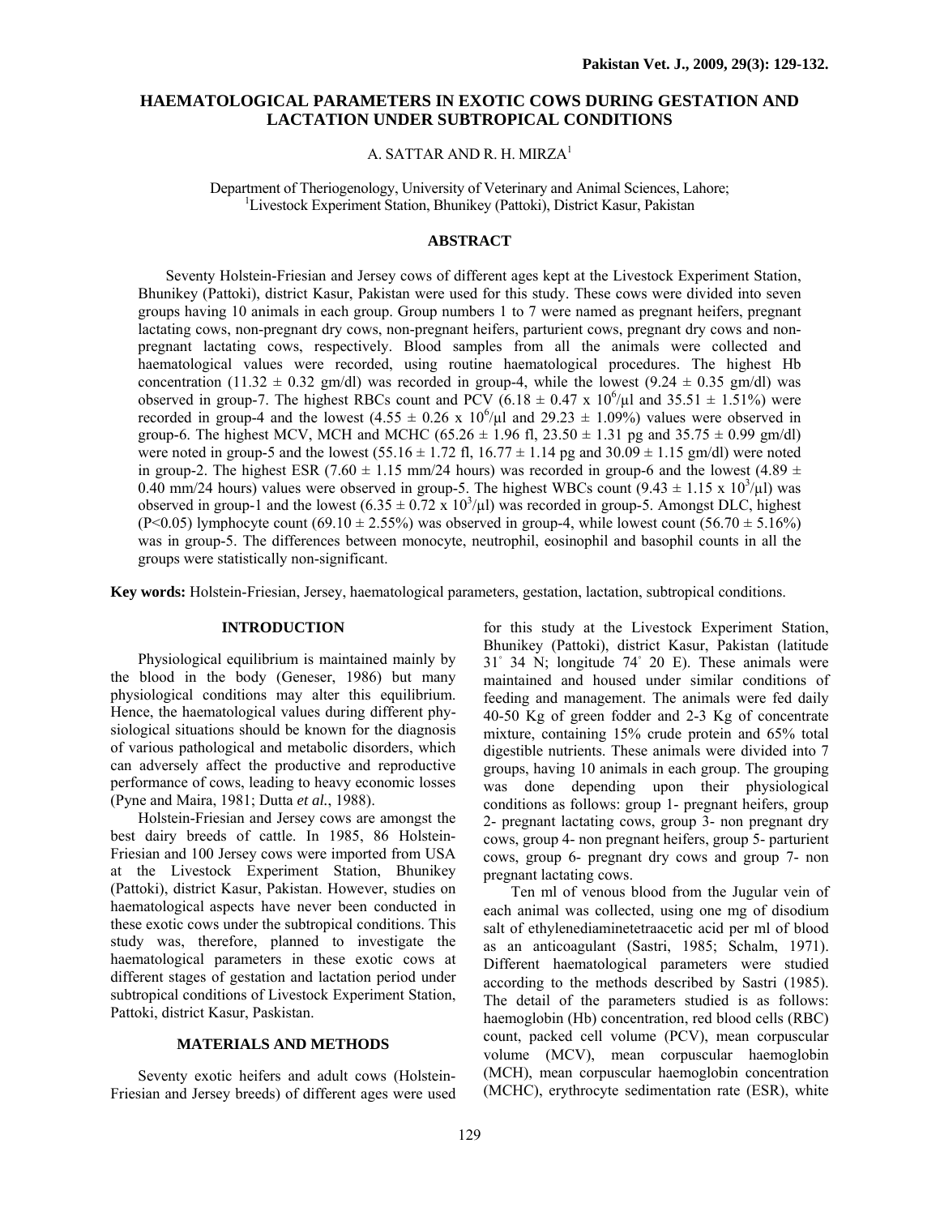# HAEMATOLOGICAL PARAMETERS IN EXOTIC COWS DURING GESTATION AND LACTATION UNDER SUBTROPICAL CONDITIONS

A. SATTAR AND R. H. MIRZA[1]

Department of Theriogenology, University of Veterinary and Animal Sciences, Lahore;
[1]Livestock Experiment Station, Bhunikey (Pattoki), District Kasur, Pakistan

## ABSTRACT

Seventy Holstein-Friesian and Jersey cows of different ages kept at the Livestock Experiment Station, Bhunikey (Pattoki), district Kasur, Pakistan were used for this study. These cows were divided into seven groups having 10 animals in each group. Group numbers 1 to 7 were named as pregnant heifers, pregnant lactating cows, non-pregnant dry cows, non-pregnant heifers, parturient cows, pregnant dry cows and non-pregnant lactating cows, respectively. Blood samples from all the animals were collected and haematological values were recorded, using routine haematological procedures. The highest Hb concentration (11.32 ± 0.32 gm/dl) was recorded in group-4, while the lowest (9.24 ± 0.35 gm/dl) was observed in group-7. The highest RBCs count and PCV (6.18 ± 0.47 x $10^6$/μl and 35.51 ± 1.51%) were recorded in group-4 and the lowest (4.55 ± 0.26 x $10^6$/μl and 29.23 ± 1.09%) values were observed in group-6. The highest MCV, MCH and MCHC (65.26 ± 1.96 fl, 23.50 ± 1.31 pg and 35.75 ± 0.99 gm/dl) were noted in group-5 and the lowest (55.16 ± 1.72 fl, 16.77 ± 1.14 pg and 30.09 ± 1.15 gm/dl) were noted in group-2. The highest ESR (7.60 ± 1.15 mm/24 hours) was recorded in group-6 and the lowest (4.89 ± 0.40 mm/24 hours) values were observed in group-5. The highest WBCs count (9.43 ± 1.15 x $10^3$/μl) was observed in group-1 and the lowest (6.35 ± 0.72 x $10^3$/μl) was recorded in group-5. Amongst DLC, highest ($P<0.05$) lymphocyte count (69.10 ± 2.55%) was observed in group-4, while lowest count (56.70 ± 5.16%) was in group-5. The differences between monocyte, neutrophil, eosinophil and basophil counts in all the groups were statistically non-significant.

**Key words:** Holstein-Friesian, Jersey, haematological parameters, gestation, lactation, subtropical conditions.

## INTRODUCTION

Physiological equilibrium is maintained mainly by the blood in the body (Geneser, 1986) but many physiological conditions may alter this equilibrium. Hence, the haematological values during different physiological situations should be known for the diagnosis of various pathological and metabolic disorders, which can adversely affect the productive and reproductive performance of cows, leading to heavy economic losses (Pyne and Maira, 1981; Dutta *et al.*, 1988).

Holstein-Friesian and Jersey cows are amongst the best dairy breeds of cattle. In 1985, 86 Holstein-Friesian and 100 Jersey cows were imported from USA at the Livestock Experiment Station, Bhunikey (Pattoki), district Kasur, Pakistan. However, studies on haematological aspects have never been conducted in these exotic cows under the subtropical conditions. This study was, therefore, planned to investigate the haematological parameters in these exotic cows at different stages of gestation and lactation period under subtropical conditions of Livestock Experiment Station, Pattoki, district Kasur, Paskistan.

## MATERIALS AND METHODS

Seventy exotic heifers and adult cows (Holstein-Friesian and Jersey breeds) of different ages were used for this study at the Livestock Experiment Station, Bhunikey (Pattoki), district Kasur, Pakistan (latitude 31° 34 N; longitude 74° 20 E). These animals were maintained and housed under similar conditions of feeding and management. The animals were fed daily 40-50 Kg of green fodder and 2-3 Kg of concentrate mixture, containing 15% crude protein and 65% total digestible nutrients. These animals were divided into 7 groups, having 10 animals in each group. The grouping was done depending upon their physiological conditions as follows: group 1- pregnant heifers, group 2- pregnant lactating cows, group 3- non pregnant dry cows, group 4- non pregnant heifers, group 5- parturient cows, group 6- pregnant dry cows and group 7- non pregnant lactating cows.

Ten ml of venous blood from the Jugular vein of each animal was collected, using one mg of disodium salt of ethylenediaminetetraacetic acid per ml of blood as an anticoagulant (Sastri, 1985; Schalm, 1971). Different haematological parameters were studied according to the methods described by Sastri (1985). The detail of the parameters studied is as follows: haemoglobin (Hb) concentration, red blood cells (RBC) count, packed cell volume (PCV), mean corpuscular volume (MCV), mean corpuscular haemoglobin (MCH), mean corpuscular haemoglobin concentration (MCHC), erythrocyte sedimentation rate (ESR), white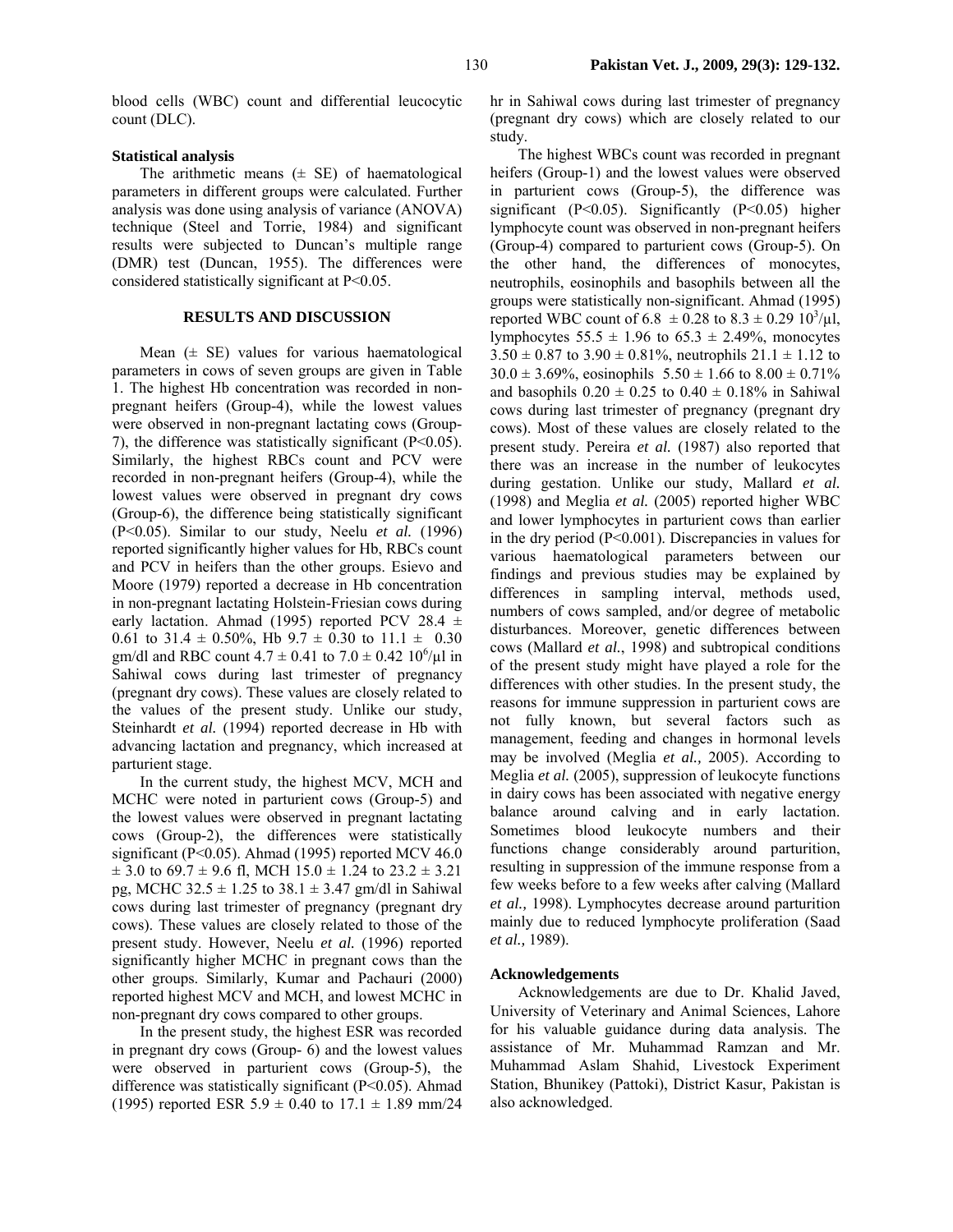blood cells (WBC) count and differential leucocytic count (DLC).

### Statistical analysis

The arithmetic means (± SE) of haematological parameters in different groups were calculated. Further analysis was done using analysis of variance (ANOVA) technique (Steel and Torrie, 1984) and significant results were subjected to Duncan's multiple range (DMR) test (Duncan, 1955). The differences were considered statistically significant at $P<0.05$.

## RESULTS AND DISCUSSION

Mean (± SE) values for various haematological parameters in cows of seven groups are given in Table 1. The highest Hb concentration was recorded in non-pregnant heifers (Group-4), while the lowest values were observed in non-pregnant lactating cows (Group-7), the difference was statistically significant ($P<0.05$). Similarly, the highest RBCs count and PCV were recorded in non-pregnant heifers (Group-4), while the lowest values were observed in pregnant dry cows (Group-6), the difference being statistically significant ($P<0.05$). Similar to our study, Neelu *et al.* (1996) reported significantly higher values for Hb, RBCs count and PCV in heifers than the other groups. Esievo and Moore (1979) reported a decrease in Hb concentration in non-pregnant lactating Holstein-Friesian cows during early lactation. Ahmad (1995) reported PCV 28.4 ± 0.61 to 31.4 ± 0.50%, Hb 9.7 ± 0.30 to 11.1 ± 0.30 gm/dl and RBC count 4.7 ± 0.41 to 7.0 ± 0.42 $10^6$/µl in Sahiwal cows during last trimester of pregnancy (pregnant dry cows). These values are closely related to the values of the present study. Unlike our study, Steinhardt *et al.* (1994) reported decrease in Hb with advancing lactation and pregnancy, which increased at parturient stage.

In the current study, the highest MCV, MCH and MCHC were noted in parturient cows (Group-5) and the lowest values were observed in pregnant lactating cows (Group-2), the differences were statistically significant ($P<0.05$). Ahmad (1995) reported MCV 46.0 ± 3.0 to 69.7 ± 9.6 fl, MCH 15.0 ± 1.24 to 23.2 ± 3.21 pg, MCHC 32.5 ± 1.25 to 38.1 ± 3.47 gm/dl in Sahiwal cows during last trimester of pregnancy (pregnant dry cows). These values are closely related to those of the present study. However, Neelu *et al.* (1996) reported significantly higher MCHC in pregnant cows than the other groups. Similarly, Kumar and Pachauri (2000) reported highest MCV and MCH, and lowest MCHC in non-pregnant dry cows compared to other groups.

In the present study, the highest ESR was recorded in pregnant dry cows (Group- 6) and the lowest values were observed in parturient cows (Group-5), the difference was statistically significant ($P<0.05$). Ahmad (1995) reported ESR 5.9 ± 0.40 to 17.1 ± 1.89 mm/24 hr in Sahiwal cows during last trimester of pregnancy (pregnant dry cows) which are closely related to our study.

The highest WBCs count was recorded in pregnant heifers (Group-1) and the lowest values were observed in parturient cows (Group-5), the difference was significant ($P<0.05$). Significantly ($P<0.05$) higher lymphocyte count was observed in non-pregnant heifers (Group-4) compared to parturient cows (Group-5). On the other hand, the differences of monocytes, neutrophils, eosinophils and basophils between all the groups were statistically non-significant. Ahmad (1995) reported WBC count of 6.8 ± 0.28 to 8.3 ± 0.29 $10^3$/µl, lymphocytes 55.5 ± 1.96 to 65.3 ± 2.49%, monocytes 3.50 ± 0.87 to 3.90 ± 0.81%, neutrophils 21.1 ± 1.12 to 30.0 ± 3.69%, eosinophils 5.50 ± 1.66 to 8.00 ± 0.71% and basophils 0.20 ± 0.25 to 0.40 ± 0.18% in Sahiwal cows during last trimester of pregnancy (pregnant dry cows). Most of these values are closely related to the present study. Pereira *et al.* (1987) also reported that there was an increase in the number of leukocytes during gestation. Unlike our study, Mallard *et al.* (1998) and Meglia *et al.* (2005) reported higher WBC and lower lymphocytes in parturient cows than earlier in the dry period ($P<0.001$). Discrepancies in values for various haematological parameters between our findings and previous studies may be explained by differences in sampling interval, methods used, numbers of cows sampled, and/or degree of metabolic disturbances. Moreover, genetic differences between cows (Mallard *et al.*, 1998) and subtropical conditions of the present study might have played a role for the differences with other studies. In the present study, the reasons for immune suppression in parturient cows are not fully known, but several factors such as management, feeding and changes in hormonal levels may be involved (Meglia *et al.,* 2005). According to Meglia *et al.* (2005), suppression of leukocyte functions in dairy cows has been associated with negative energy balance around calving and in early lactation. Sometimes blood leukocyte numbers and their functions change considerably around parturition, resulting in suppression of the immune response from a few weeks before to a few weeks after calving (Mallard *et al.,* 1998). Lymphocytes decrease around parturition mainly due to reduced lymphocyte proliferation (Saad *et al.,* 1989).

### Acknowledgements

Acknowledgements are due to Dr. Khalid Javed, University of Veterinary and Animal Sciences, Lahore for his valuable guidance during data analysis. The assistance of Mr. Muhammad Ramzan and Mr. Muhammad Aslam Shahid, Livestock Experiment Station, Bhunikey (Pattoki), District Kasur, Pakistan is also acknowledged.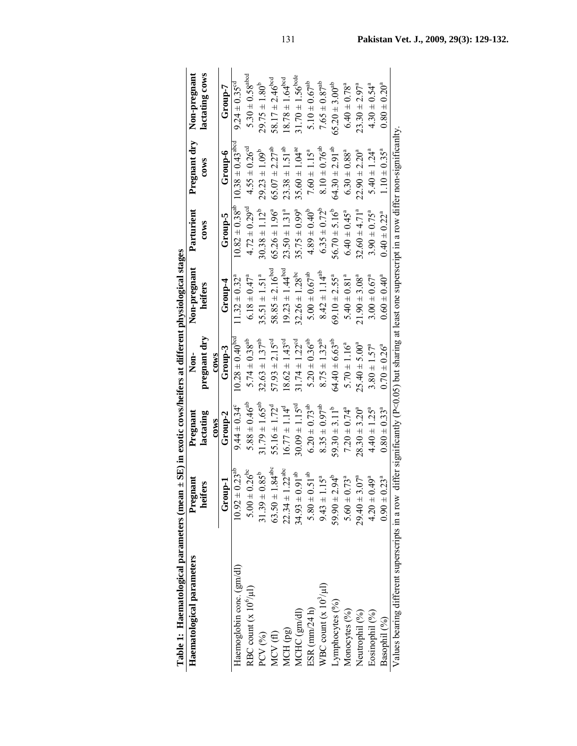**Table 1: Haematological parameters (mean ± SE) in exotic cows/heifers at different physiological stages**

| Haematological parameters | Pregnant heifers | Pregnant lactating cows | Non-pregnant dry cows | Non-pregnant heifers | Parturient cows | Pregnant dry cows | Non-pregnant lactating cows |
|---|---|---|---|---|---|---|---|
| | Group-1 | Group-2 | Group-3 | Group-4 | Group-5 | Group-6 | Group-7 |
| Haemoglobin conc. (gm/dl) | $10.92 \pm 0.23^{ab}$ | $9.44 \pm 0.34^{c}$ | $10.28 \pm 0.40^{bcd}$ | $11.32 \pm 0.32^{a}$ | $10.82 \pm 0.38^{ab}$ | $10.38 \pm 0.43^{abcd}$ | $9.24 \pm 0.35^{cd}$ |
| RBC count (x $10^6$/µl) | $5.00 \pm 0.26^{bc}$ | $5.88 \pm 0.46^{ab}$ | $5.74 \pm 0.38^{ab}$ | $6.18 \pm 0.47^{a}$ | $4.72 \pm 0.29^{cd}$ | $4.55 \pm 0.26^{cd}$ | $5.30 \pm 0.58^{abcd}$ |
| PCV (%) | $31.39 \pm 0.85^{b}$ | $31.79 \pm 1.65^{ab}$ | $32.63 \pm 1.37^{ab}$ | $35.51 \pm 1.51^{a}$ | $30.38 \pm 1.12^{b}$ | $29.23 \pm 1.09^{b}$ | $29.75 \pm 1.80^{b}$ |
| MCV (fl) | $63.50 \pm 1.84^{abc}$ | $55.16 \pm 1.72^{d}$ | $57.93 \pm 2.15^{cd}$ | $58.85 \pm 2.16^{bcd}$ | $65.26 \pm 1.96^{a}$ | $65.07 \pm 2.27^{ab}$ | $58.17 \pm 2.46^{bcd}$ |
| MCH (pg) | $22.34 \pm 1.22^{abc}$ | $16.77 \pm 1.14^{d}$ | $18.62 \pm 1.43^{cd}$ | $19.23 \pm 1.44^{bcd}$ | $23.50 \pm 1.31^{a}$ | $23.38 \pm 1.51^{ab}$ | $18.78 \pm 1.64^{bcd}$ |
| MCHC (gm/dl) | $34.93 \pm 0.91^{ab}$ | $30.09 \pm 1.15^{cd}$ | $31.74 \pm 1.22^{cd}$ | $32.26 \pm 1.28^{bc}$ | $35.75 \pm 0.99^{a}$ | $35.60 \pm 1.04^{ae}$ | $31.70 \pm 1.56^{bcde}$ |
| ESR (mm/24 h) | $5.80 \pm 0.51^{ab}$ | $6.20 \pm 0.73^{ab}$ | $5.20 \pm 0.36^{ab}$ | $5.00 \pm 0.67^{ab}$ | $4.89 \pm 0.40^{b}$ | $7.60 \pm 1.15^{a}$ | $5.10 \pm 0.67^{ab}$ |
| WBC count (x $10^3$/µl) | $9.43 \pm 1.15^{a}$ | $8.35 \pm 0.97^{ab}$ | $8.75 \pm 1.32^{ab}$ | $8.42 \pm 1.14^{ab}$ | $6.35 \pm 0.72^{b}$ | $8.10 \pm 0.76^{ab}$ | $7.65 \pm 0.87^{ab}$ |
| Lymphocytes (%) | $59.90 \pm 2.94^{b}$ | $59.30 \pm 3.11^{b}$ | $64.40 \pm 6.63^{ab}$ | $69.10 \pm 2.55^{a}$ | $56.70 \pm 5.16^{b}$ | $64.30 \pm 2.91^{ab}$ | $65.20 \pm 3.00^{ab}$ |
| Monocytes (%) | $5.60 \pm 0.73^{a}$ | $7.20 \pm 0.74^{a}$ | $5.70 \pm 1.16^{a}$ | $5.40 \pm 0.81^{a}$ | $6.40 \pm 0.45^{a}$ | $6.30 \pm 0.88^{a}$ | $6.40 \pm 0.78^{a}$ |
| Neutrophil (%) | $29.40 \pm 3.07^{a}$ | $28.30 \pm 3.20^{a}$ | $25.40 \pm 5.00^{a}$ | $21.90 \pm 3.08^{a}$ | $32.60 \pm 4.71^{a}$ | $22.90 \pm 2.20^{a}$ | $23.30 \pm 2.97^{a}$ |
| Eosinophil (%) | $4.20 \pm 0.49^{a}$ | $4.40 \pm 1.25^{a}$ | $3.80 \pm 1.57^{a}$ | $3.00 \pm 0.67^{a}$ | $3.90 \pm 0.75^{a}$ | $5.40 \pm 1.24^{a}$ | $4.30 \pm 0.54^{a}$ |
| Basophil (%) | $0.90 \pm 0.23^{a}$ | $0.80 \pm 0.33^{a}$ | $0.70 \pm 0.26^{a}$ | $0.60 \pm 0.40^{a}$ | $0.40 \pm 0.22^{a}$ | $1.10 \pm 0.35^{a}$ | $0.80 \pm 0.20^{a}$ |

Values bearing different superscripts in a row differ significantly ($P<0.05$) but sharing at least one superscript in a row differ non-significanlty.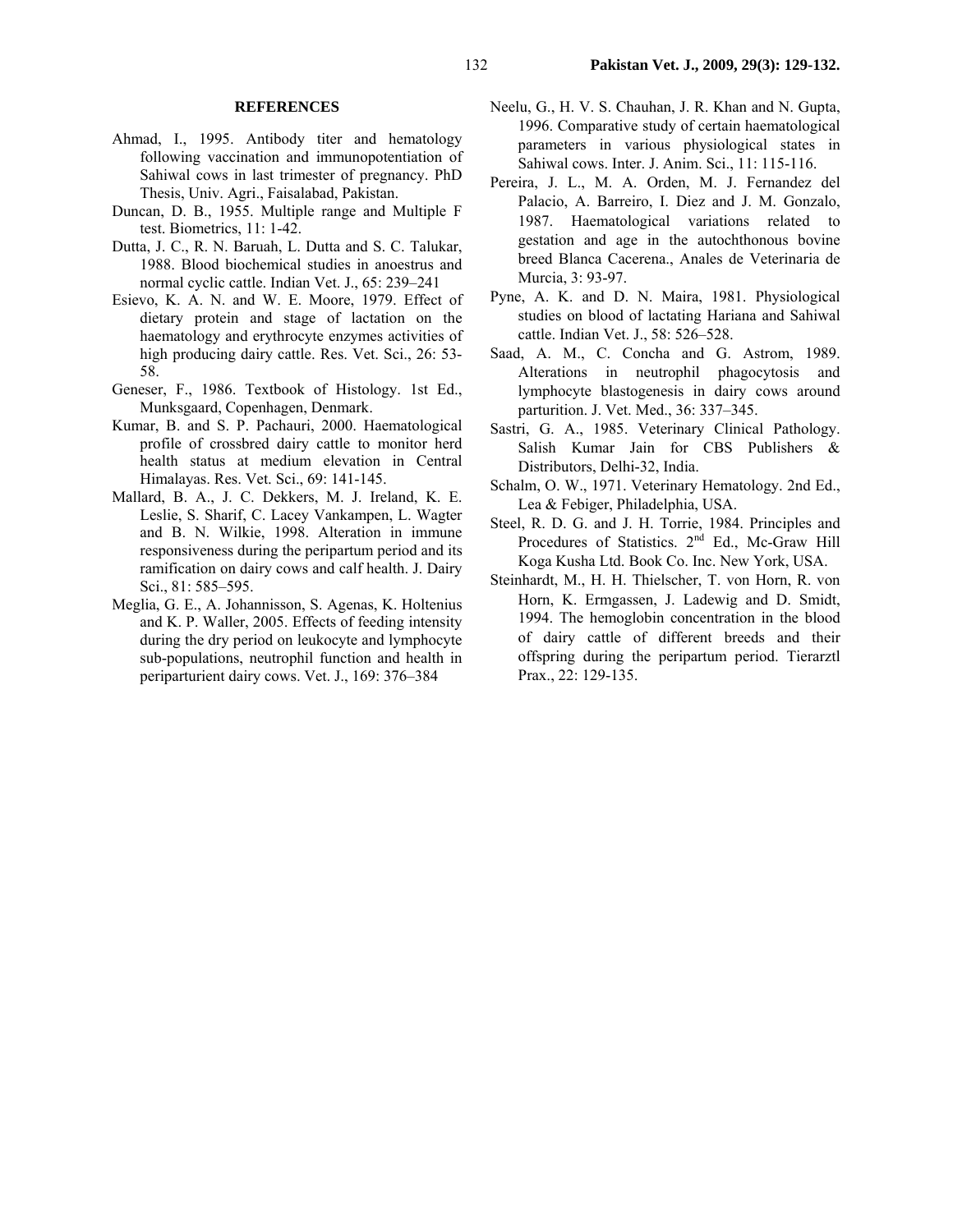## REFERENCES

Ahmad, I., 1995. Antibody titer and hematology following vaccination and immunopotentiation of Sahiwal cows in last trimester of pregnancy. PhD Thesis, Univ. Agri., Faisalabad, Pakistan.

Duncan, D. B., 1955. Multiple range and Multiple F test. Biometrics, 11: 1-42.

Dutta, J. C., R. N. Baruah, L. Dutta and S. C. Talukar, 1988. Blood biochemical studies in anoestrus and normal cyclic cattle. Indian Vet. J., 65: 239–241

Esievo, K. A. N. and W. E. Moore, 1979. Effect of dietary protein and stage of lactation on the haematology and erythrocyte enzymes activities of high producing dairy cattle. Res. Vet. Sci., 26: 53-58.

Geneser, F., 1986. Textbook of Histology. 1st Ed., Munksgaard, Copenhagen, Denmark.

Kumar, B. and S. P. Pachauri, 2000. Haematological profile of crossbred dairy cattle to monitor herd health status at medium elevation in Central Himalayas. Res. Vet. Sci., 69: 141-145.

Mallard, B. A., J. C. Dekkers, M. J. Ireland, K. E. Leslie, S. Sharif, C. Lacey Vankampen, L. Wagter and B. N. Wilkie, 1998. Alteration in immune responsiveness during the peripartum period and its ramification on dairy cows and calf health. J. Dairy Sci., 81: 585–595.

Meglia, G. E., A. Johannisson, S. Agenas, K. Holtenius and K. P. Waller, 2005. Effects of feeding intensity during the dry period on leukocyte and lymphocyte sub-populations, neutrophil function and health in periparturient dairy cows. Vet. J., 169: 376–384

Neelu, G., H. V. S. Chauhan, J. R. Khan and N. Gupta, 1996. Comparative study of certain haematological parameters in various physiological states in Sahiwal cows. Inter. J. Anim. Sci., 11: 115-116.

Pereira, J. L., M. A. Orden, M. J. Fernandez del Palacio, A. Barreiro, I. Diez and J. M. Gonzalo, 1987. Haematological variations related to gestation and age in the autochthonous bovine breed Blanca Cacerena., Anales de Veterinaria de Murcia, 3: 93-97.

Pyne, A. K. and D. N. Maira, 1981. Physiological studies on blood of lactating Hariana and Sahiwal cattle. Indian Vet. J., 58: 526–528.

Saad, A. M., C. Concha and G. Astrom, 1989. Alterations in neutrophil phagocytosis and lymphocyte blastogenesis in dairy cows around parturition. J. Vet. Med., 36: 337–345.

Sastri, G. A., 1985. Veterinary Clinical Pathology. Salish Kumar Jain for CBS Publishers & Distributors, Delhi-32, India.

Schalm, O. W., 1971. Veterinary Hematology. 2nd Ed., Lea & Febiger, Philadelphia, USA.

Steel, R. D. G. and J. H. Torrie, 1984. Principles and Procedures of Statistics. 2nd Ed., Mc-Graw Hill Koga Kusha Ltd. Book Co. Inc. New York, USA.

Steinhardt, M., H. H. Thielscher, T. von Horn, R. von Horn, K. Ermgassen, J. Ladewig and D. Smidt, 1994. The hemoglobin concentration in the blood of dairy cattle of different breeds and their offspring during the peripartum period. Tierarztl Prax., 22: 129-135.